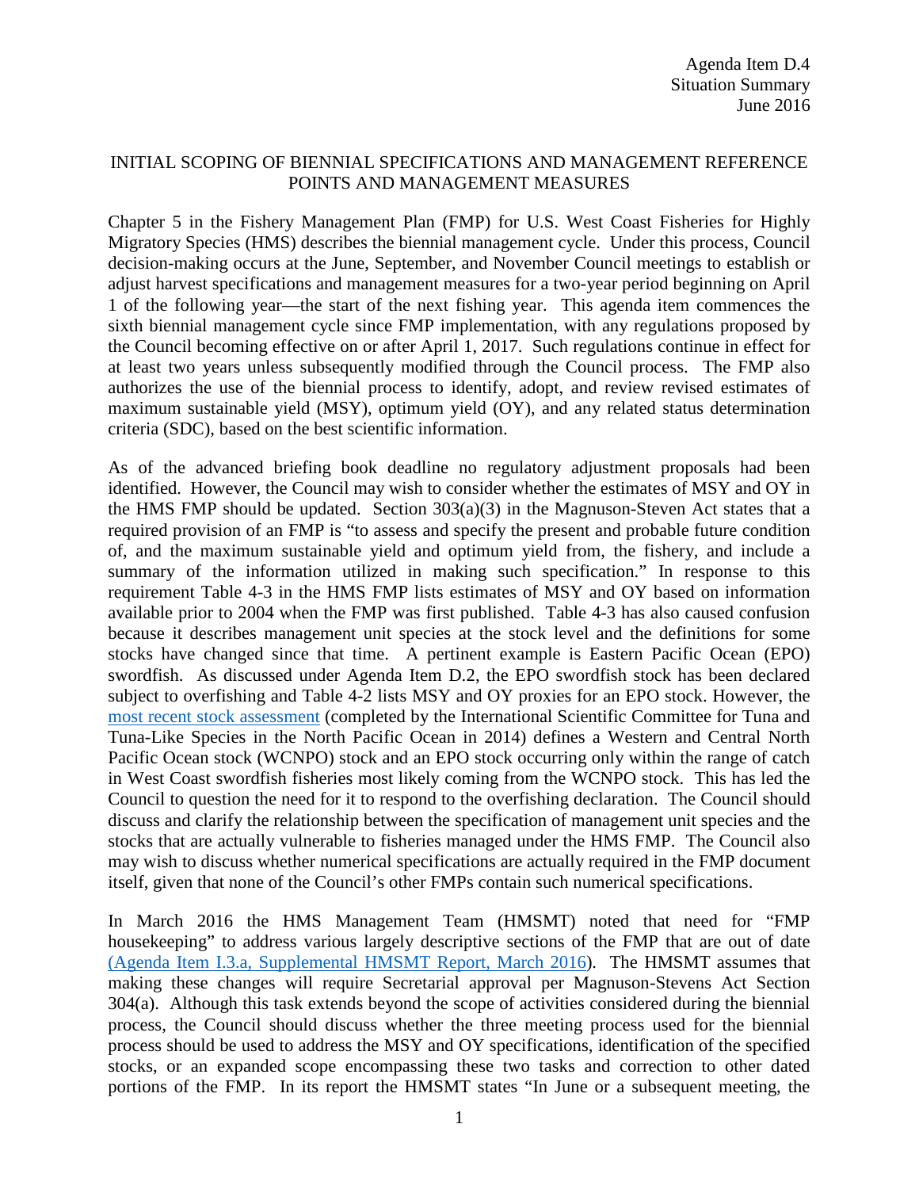Agenda Item D.4
Situation Summary
June 2016

## INITIAL SCOPING OF BIENNIAL SPECIFICATIONS AND MANAGEMENT REFERENCE POINTS AND MANAGEMENT MEASURES

Chapter 5 in the Fishery Management Plan (FMP) for U.S. West Coast Fisheries for Highly Migratory Species (HMS) describes the biennial management cycle. Under this process, Council decision-making occurs at the June, September, and November Council meetings to establish or adjust harvest specifications and management measures for a two-year period beginning on April 1 of the following year—the start of the next fishing year. This agenda item commences the sixth biennial management cycle since FMP implementation, with any regulations proposed by the Council becoming effective on or after April 1, 2017. Such regulations continue in effect for at least two years unless subsequently modified through the Council process. The FMP also authorizes the use of the biennial process to identify, adopt, and review revised estimates of maximum sustainable yield (MSY), optimum yield (OY), and any related status determination criteria (SDC), based on the best scientific information.

As of the advanced briefing book deadline no regulatory adjustment proposals had been identified. However, the Council may wish to consider whether the estimates of MSY and OY in the HMS FMP should be updated. Section 303(a)(3) in the Magnuson-Steven Act states that a required provision of an FMP is "to assess and specify the present and probable future condition of, and the maximum sustainable yield and optimum yield from, the fishery, and include a summary of the information utilized in making such specification." In response to this requirement Table 4-3 in the HMS FMP lists estimates of MSY and OY based on information available prior to 2004 when the FMP was first published. Table 4-3 has also caused confusion because it describes management unit species at the stock level and the definitions for some stocks have changed since that time. A pertinent example is Eastern Pacific Ocean (EPO) swordfish. As discussed under Agenda Item D.2, the EPO swordfish stock has been declared subject to overfishing and Table 4-2 lists MSY and OY proxies for an EPO stock. However, the most recent stock assessment (completed by the International Scientific Committee for Tuna and Tuna-Like Species in the North Pacific Ocean in 2014) defines a Western and Central North Pacific Ocean stock (WCNPO) and an EPO stock occurring only within the range of catch in West Coast swordfish fisheries most likely coming from the WCNPO stock. This has led the Council to question the need for it to respond to the overfishing declaration. The Council should discuss and clarify the relationship between the specification of management unit species and the stocks that are actually vulnerable to fisheries managed under the HMS FMP. The Council also may wish to discuss whether numerical specifications are actually required in the FMP document itself, given that none of the Council's other FMPs contain such numerical specifications.

In March 2016 the HMS Management Team (HMSMT) noted that need for "FMP housekeeping" to address various largely descriptive sections of the FMP that are out of date (Agenda Item I.3.a, Supplemental HMSMT Report, March 2016). The HMSMT assumes that making these changes will require Secretarial approval per Magnuson-Stevens Act Section 304(a). Although this task extends beyond the scope of activities considered during the biennial process, the Council should discuss whether the three meeting process used for the biennial process should be used to address the MSY and OY specifications, identification of the specified stocks, or an expanded scope encompassing these two tasks and correction to other dated portions of the FMP. In its report the HMSMT states "In June or a subsequent meeting, the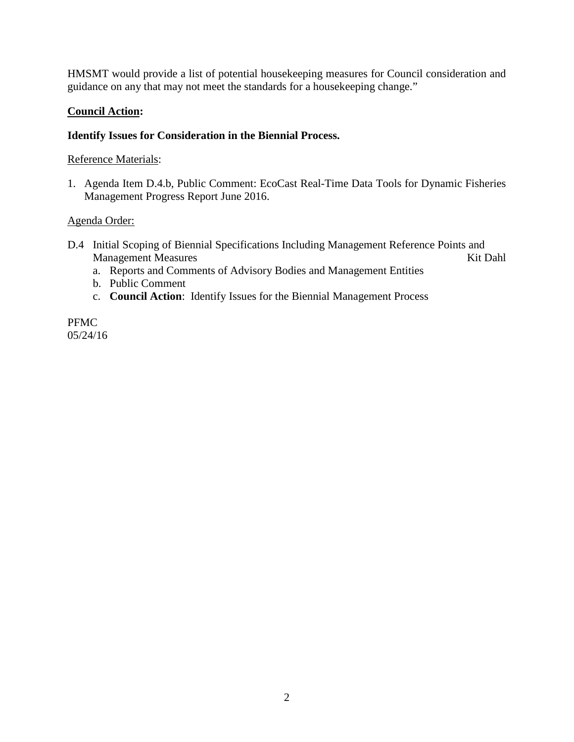HMSMT would provide a list of potential housekeeping measures for Council consideration and guidance on any that may not meet the standards for a housekeeping change."

**Council Action:**

**Identify Issues for Consideration in the Biennial Process.**

Reference Materials:

1. Agenda Item D.4.b, Public Comment: EcoCast Real-Time Data Tools for Dynamic Fisheries Management Progress Report June 2016.

Agenda Order:

D.4 Initial Scoping of Biennial Specifications Including Management Reference Points and Management Measures — Kit Dahl

  a. Reports and Comments of Advisory Bodies and Management Entities
  b. Public Comment
  c. **Council Action**: Identify Issues for the Biennial Management Process

PFMC
05/24/16